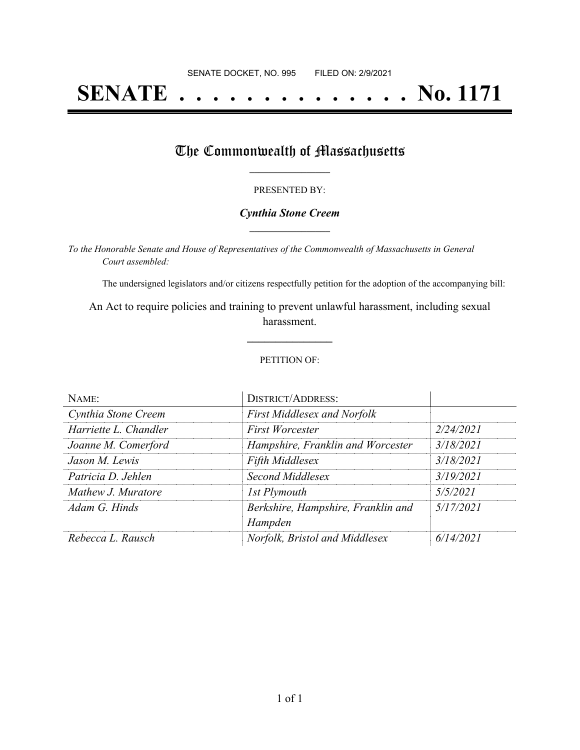SENATE DOCKET, NO. 995        FILED ON: 2/9/2021

# SENATE . . . . . . . . . . . . . . . No. 1171

## The Commonwealth of Massachusetts

PRESENTED BY:

***Cynthia Stone Creem***

*To the Honorable Senate and House of Representatives of the Commonwealth of Massachusetts in General Court assembled:*

The undersigned legislators and/or citizens respectfully petition for the adoption of the accompanying bill:

An Act to require policies and training to prevent unlawful harassment, including sexual harassment.

PETITION OF:

| NAME: | DISTRICT/ADDRESS: | |
|---|---|---|
| *Cynthia Stone Creem* | *First Middlesex and Norfolk* | |
| *Harriette L. Chandler* | *First Worcester* | *2/24/2021* |
| *Joanne M. Comerford* | *Hampshire, Franklin and Worcester* | *3/18/2021* |
| *Jason M. Lewis* | *Fifth Middlesex* | *3/18/2021* |
| *Patricia D. Jehlen* | *Second Middlesex* | *3/19/2021* |
| *Mathew J. Muratore* | *1st Plymouth* | *5/5/2021* |
| *Adam G. Hinds* | *Berkshire, Hampshire, Franklin and Hampden* | *5/17/2021* |
| *Rebecca L. Rausch* | *Norfolk, Bristol and Middlesex* | *6/14/2021* |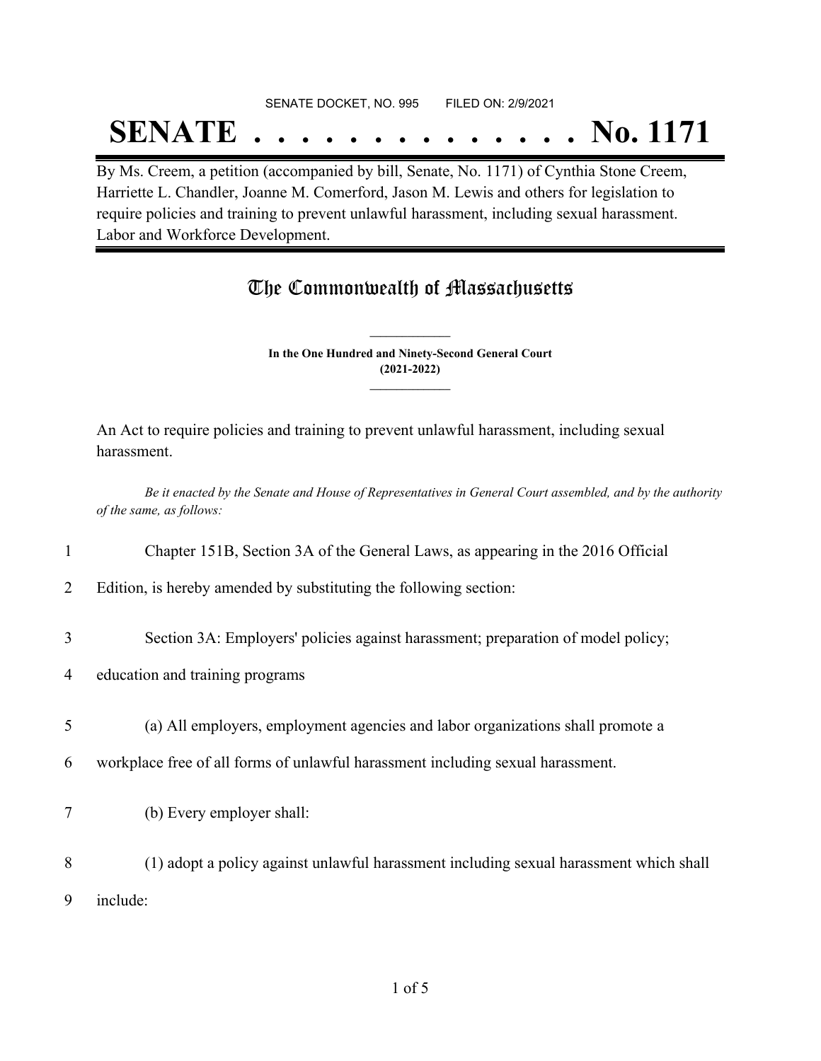SENATE DOCKET, NO. 995 FILED ON: 2/9/2021

# SENATE . . . . . . . . . . . . . . No. 1171

By Ms. Creem, a petition (accompanied by bill, Senate, No. 1171) of Cynthia Stone Creem, Harriette L. Chandler, Joanne M. Comerford, Jason M. Lewis and others for legislation to require policies and training to prevent unlawful harassment, including sexual harassment. Labor and Workforce Development.

## The Commonwealth of Massachusetts

**In the One Hundred and Ninety-Second General Court (2021-2022)**

An Act to require policies and training to prevent unlawful harassment, including sexual harassment.

*Be it enacted by the Senate and House of Representatives in General Court assembled, and by the authority of the same, as follows:*

1 Chapter 151B, Section 3A of the General Laws, as appearing in the 2016 Official
2 Edition, is hereby amended by substituting the following section:

3 Section 3A: Employers' policies against harassment; preparation of model policy;
4 education and training programs

5 (a) All employers, employment agencies and labor organizations shall promote a
6 workplace free of all forms of unlawful harassment including sexual harassment.

7 (b) Every employer shall:

8 (1) adopt a policy against unlawful harassment including sexual harassment which shall
9 include: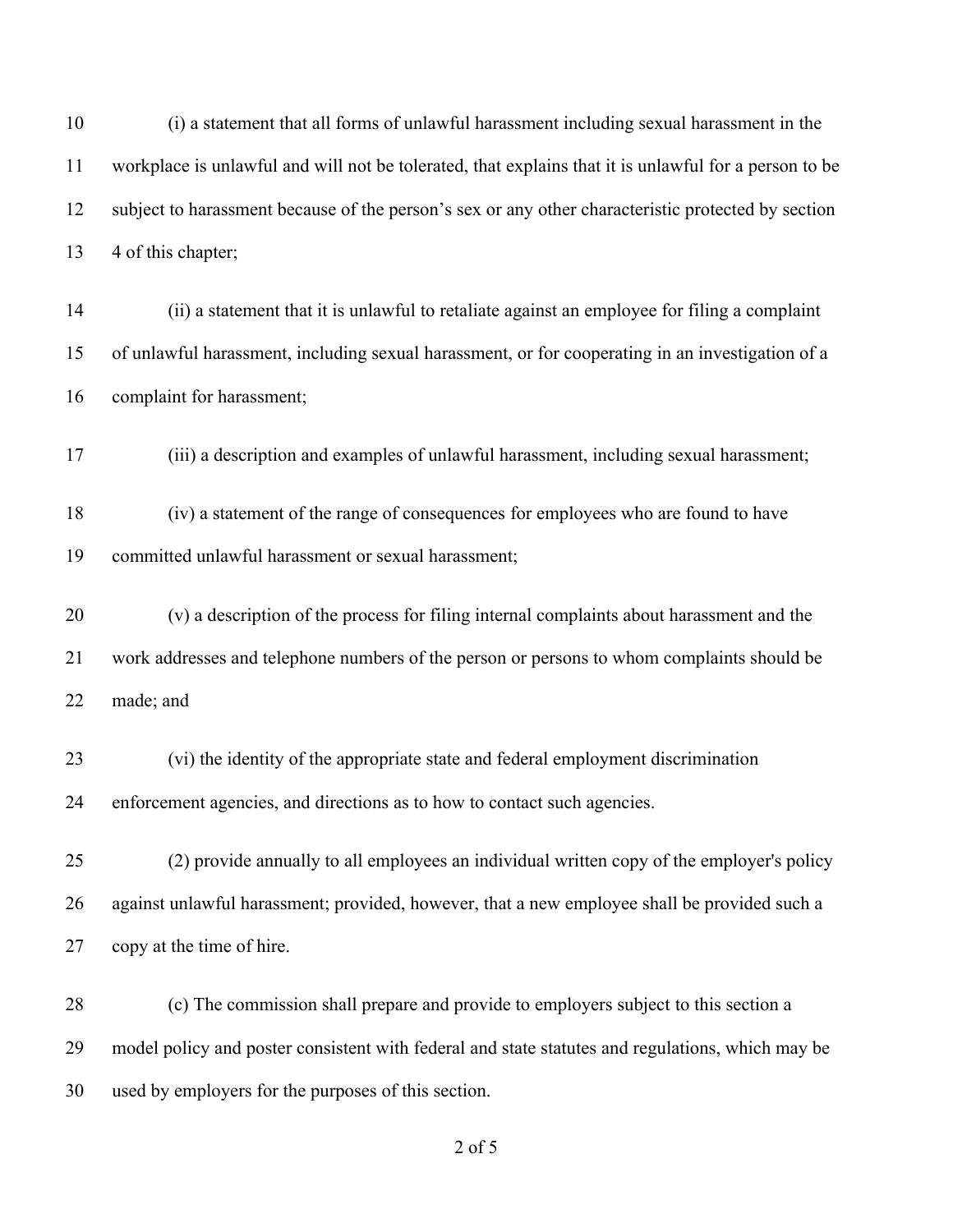(i) a statement that all forms of unlawful harassment including sexual harassment in the workplace is unlawful and will not be tolerated, that explains that it is unlawful for a person to be subject to harassment because of the person's sex or any other characteristic protected by section 4 of this chapter;

(ii) a statement that it is unlawful to retaliate against an employee for filing a complaint of unlawful harassment, including sexual harassment, or for cooperating in an investigation of a complaint for harassment;

(iii) a description and examples of unlawful harassment, including sexual harassment;

(iv) a statement of the range of consequences for employees who are found to have committed unlawful harassment or sexual harassment;

(v) a description of the process for filing internal complaints about harassment and the work addresses and telephone numbers of the person or persons to whom complaints should be made; and

(vi) the identity of the appropriate state and federal employment discrimination enforcement agencies, and directions as to how to contact such agencies.

(2) provide annually to all employees an individual written copy of the employer's policy against unlawful harassment; provided, however, that a new employee shall be provided such a copy at the time of hire.

(c) The commission shall prepare and provide to employers subject to this section a model policy and poster consistent with federal and state statutes and regulations, which may be used by employers for the purposes of this section.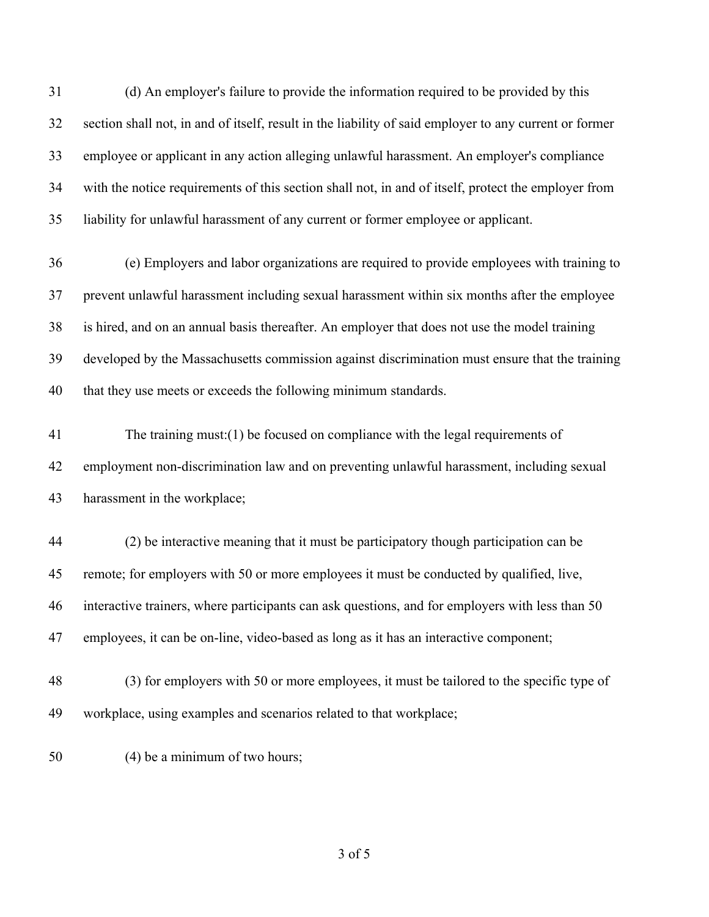(d) An employer's failure to provide the information required to be provided by this section shall not, in and of itself, result in the liability of said employer to any current or former employee or applicant in any action alleging unlawful harassment. An employer's compliance with the notice requirements of this section shall not, in and of itself, protect the employer from liability for unlawful harassment of any current or former employee or applicant.

(e) Employers and labor organizations are required to provide employees with training to prevent unlawful harassment including sexual harassment within six months after the employee is hired, and on an annual basis thereafter. An employer that does not use the model training developed by the Massachusetts commission against discrimination must ensure that the training that they use meets or exceeds the following minimum standards.

The training must:(1) be focused on compliance with the legal requirements of employment non-discrimination law and on preventing unlawful harassment, including sexual harassment in the workplace;

(2) be interactive meaning that it must be participatory though participation can be remote; for employers with 50 or more employees it must be conducted by qualified, live, interactive trainers, where participants can ask questions, and for employers with less than 50 employees, it can be on-line, video-based as long as it has an interactive component;

(3) for employers with 50 or more employees, it must be tailored to the specific type of workplace, using examples and scenarios related to that workplace;

(4) be a minimum of two hours;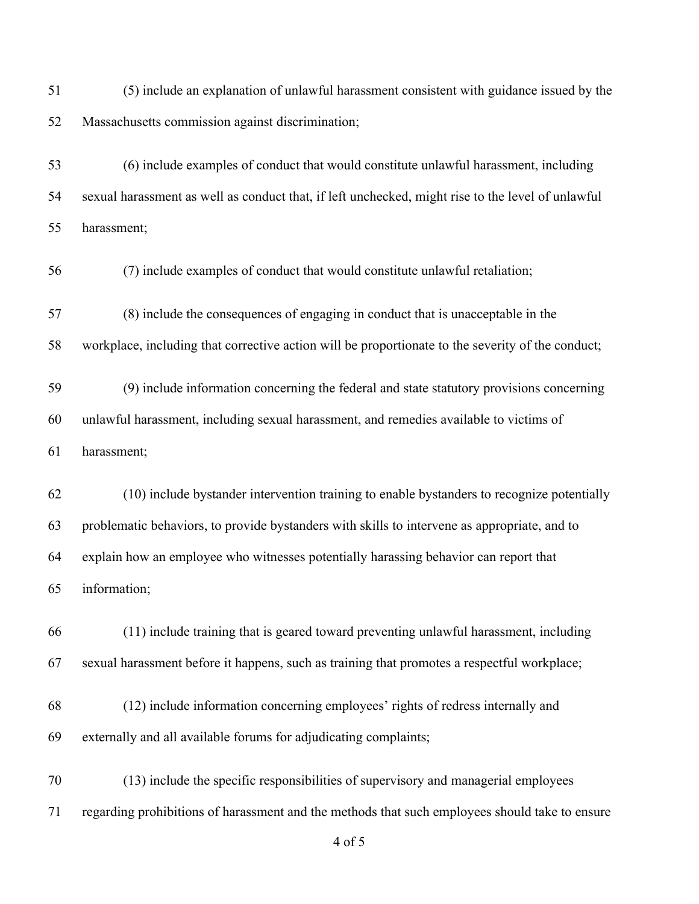(5) include an explanation of unlawful harassment consistent with guidance issued by the Massachusetts commission against discrimination;

(6) include examples of conduct that would constitute unlawful harassment, including sexual harassment as well as conduct that, if left unchecked, might rise to the level of unlawful harassment;

(7) include examples of conduct that would constitute unlawful retaliation;

(8) include the consequences of engaging in conduct that is unacceptable in the workplace, including that corrective action will be proportionate to the severity of the conduct;

(9) include information concerning the federal and state statutory provisions concerning unlawful harassment, including sexual harassment, and remedies available to victims of harassment;

(10) include bystander intervention training to enable bystanders to recognize potentially problematic behaviors, to provide bystanders with skills to intervene as appropriate, and to explain how an employee who witnesses potentially harassing behavior can report that information;

(11) include training that is geared toward preventing unlawful harassment, including sexual harassment before it happens, such as training that promotes a respectful workplace;

(12) include information concerning employees' rights of redress internally and externally and all available forums for adjudicating complaints;

(13) include the specific responsibilities of supervisory and managerial employees regarding prohibitions of harassment and the methods that such employees should take to ensure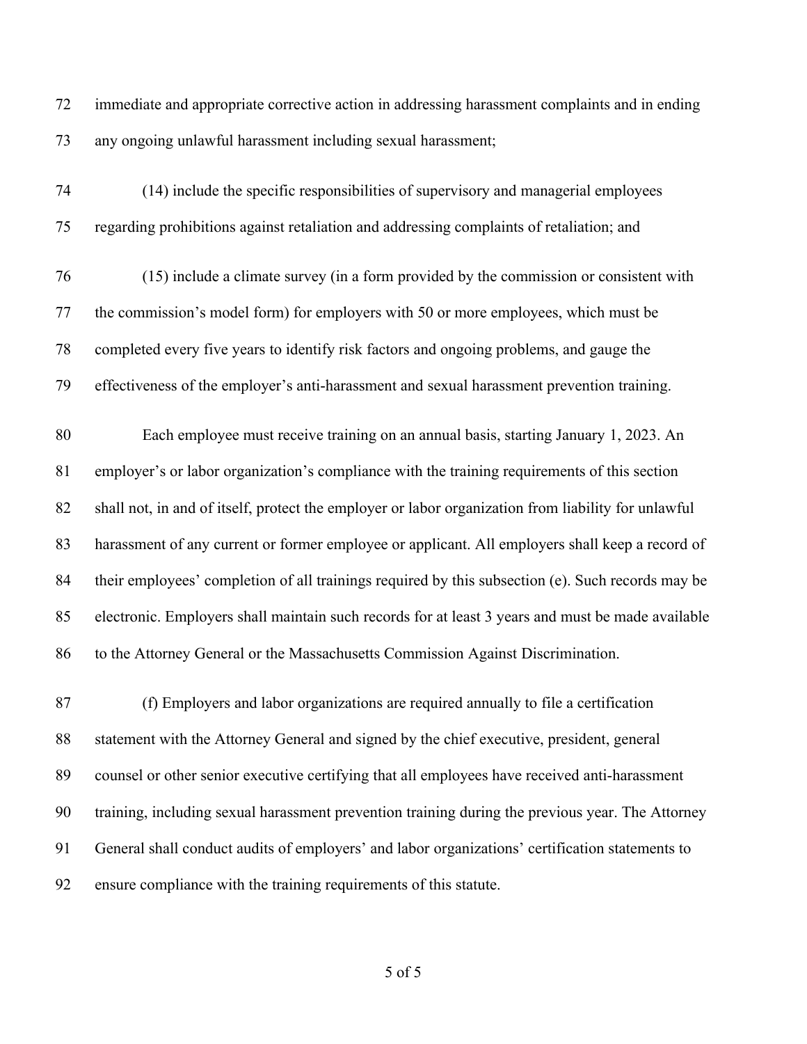immediate and appropriate corrective action in addressing harassment complaints and in ending any ongoing unlawful harassment including sexual harassment;

(14) include the specific responsibilities of supervisory and managerial employees regarding prohibitions against retaliation and addressing complaints of retaliation; and

(15) include a climate survey (in a form provided by the commission or consistent with the commission's model form) for employers with 50 or more employees, which must be completed every five years to identify risk factors and ongoing problems, and gauge the effectiveness of the employer's anti-harassment and sexual harassment prevention training.

Each employee must receive training on an annual basis, starting January 1, 2023. An employer's or labor organization's compliance with the training requirements of this section shall not, in and of itself, protect the employer or labor organization from liability for unlawful harassment of any current or former employee or applicant. All employers shall keep a record of their employees' completion of all trainings required by this subsection (e). Such records may be electronic. Employers shall maintain such records for at least 3 years and must be made available to the Attorney General or the Massachusetts Commission Against Discrimination.

(f) Employers and labor organizations are required annually to file a certification statement with the Attorney General and signed by the chief executive, president, general counsel or other senior executive certifying that all employees have received anti-harassment training, including sexual harassment prevention training during the previous year. The Attorney General shall conduct audits of employers' and labor organizations' certification statements to ensure compliance with the training requirements of this statute.